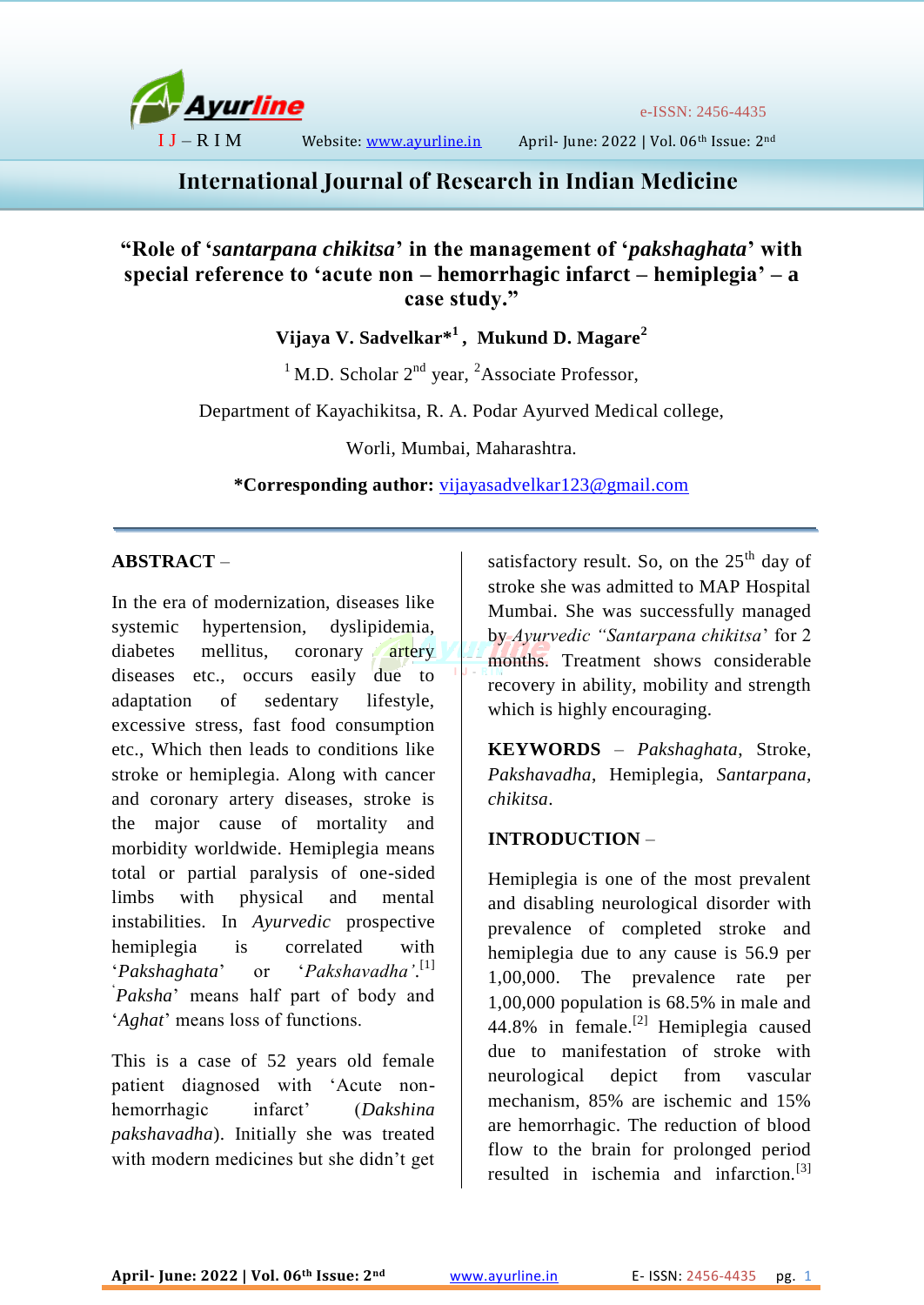# "Role of '*santarpana chikitsa*' in the management of '*pakshaghata*' with special reference to 'acute non – hemorrhagic infarct – hemiplegia' – a case study."

**Vijaya V. Sadvelkar*[1], Mukund D. Magare[2]**

[1] M.D. Scholar 2nd year, [2]Associate Professor,

Department of Kayachikitsa, R. A. Podar Ayurved Medical college,

Worli, Mumbai, Maharashtra.

***Corresponding author:** vijayasadvelkar123@gmail.com

## ABSTRACT –

In the era of modernization, diseases like systemic hypertension, dyslipidemia, diabetes mellitus, coronary artery diseases etc., occurs easily due to adaptation of sedentary lifestyle, excessive stress, fast food consumption etc., Which then leads to conditions like stroke or hemiplegia. Along with cancer and coronary artery diseases, stroke is the major cause of mortality and morbidity worldwide. Hemiplegia means total or partial paralysis of one-sided limbs with physical and mental instabilities. In *Ayurvedic* prospective hemiplegia is correlated with '*Pakshaghata*' or '*Pakshavadha*'.[1] '*Paksha*' means half part of body and '*Aghat*' means loss of functions.

This is a case of 52 years old female patient diagnosed with 'Acute non-hemorrhagic infarct' (*Dakshina pakshavadha*). Initially she was treated with modern medicines but she didn't get satisfactory result. So, on the 25th day of stroke she was admitted to MAP Hospital Mumbai. She was successfully managed by *Ayurvedic "Santarpana chikitsa*' for 2 months. Treatment shows considerable recovery in ability, mobility and strength which is highly encouraging.

**KEYWORDS** – *Pakshaghata*, Stroke, *Pakshavadha*, Hemiplegia, *Santarpana*, *chikitsa*.

## INTRODUCTION –

Hemiplegia is one of the most prevalent and disabling neurological disorder with prevalence of completed stroke and hemiplegia due to any cause is 56.9 per 1,00,000. The prevalence rate per 1,00,000 population is 68.5% in male and 44.8% in female.[2] Hemiplegia caused due to manifestation of stroke with neurological depict from vascular mechanism, 85% are ischemic and 15% are hemorrhagic. The reduction of blood flow to the brain for prolonged period resulted in ischemia and infarction.[3]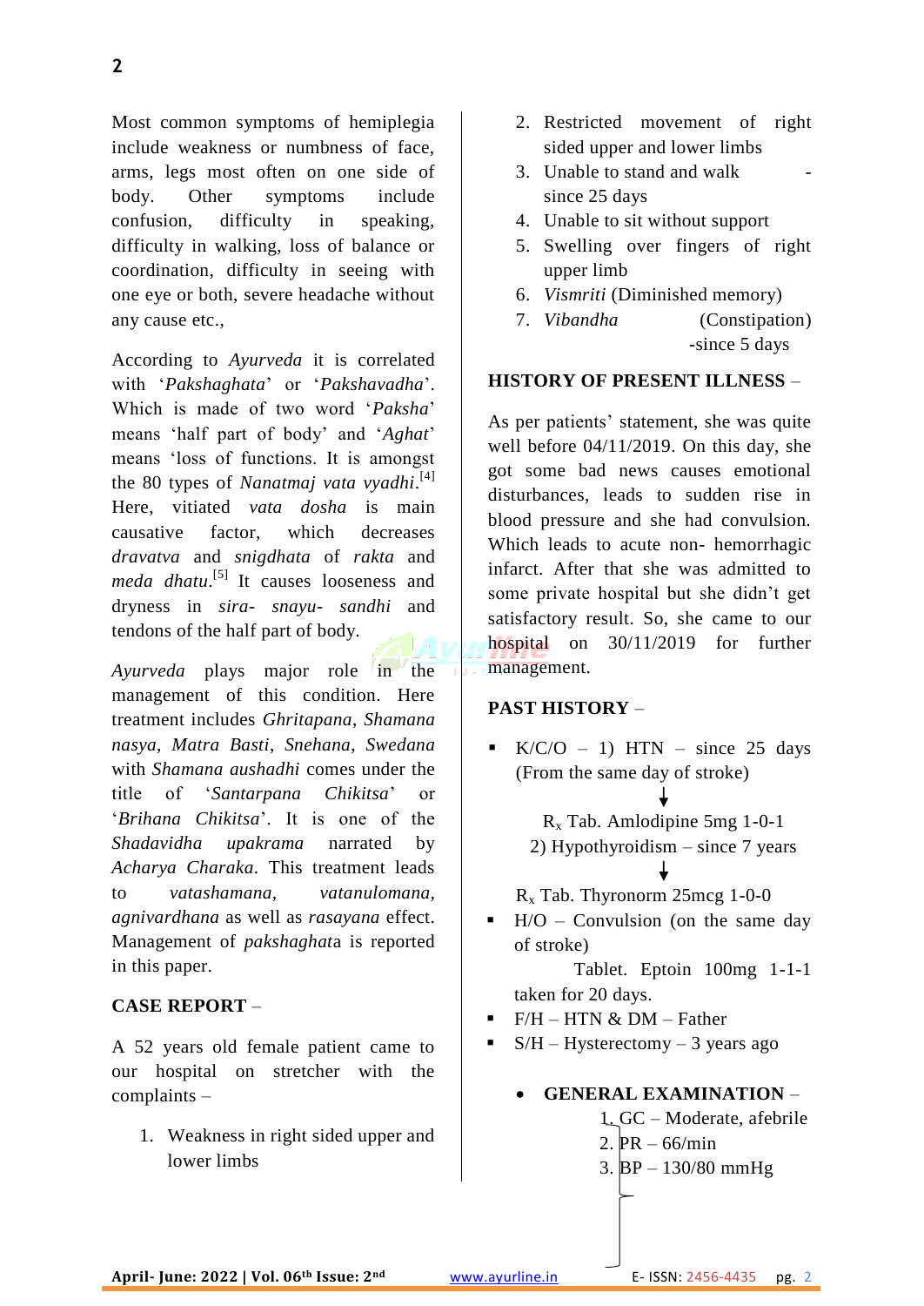Most common symptoms of hemiplegia include weakness or numbness of face, arms, legs most often on one side of body. Other symptoms include confusion, difficulty in speaking, difficulty in walking, loss of balance or coordination, difficulty in seeing with one eye or both, severe headache without any cause etc.,

According to *Ayurveda* it is correlated with '*Pakshaghata*' or '*Pakshavadha*'. Which is made of two word '*Paksha*' means 'half part of body' and '*Aghat*' means 'loss of functions. It is amongst the 80 types of *Nanatmaj vata vyadhi*.[4] Here, vitiated *vata dosha* is main causative factor, which decreases *dravatva* and *snigdhata* of *rakta* and *meda dhatu*.[5] It causes looseness and dryness in *sira- snayu- sandhi* and tendons of the half part of body.

*Ayurveda* plays major role in the management of this condition. Here treatment includes *Ghritapana*, *Shamana nasya*, *Matra Basti*, *Snehana*, *Swedana* with *Shamana aushadhi* comes under the title of '*Santarpana Chikitsa*' or '*Brihana Chikitsa*'. It is one of the *Shadavidha upakrama* narrated by *Acharya Charaka*. This treatment leads to *vatashamana*, *vatanulomana*, *agnivardhana* as well as *rasayana* effect. Management of *pakshaghat*a is reported in this paper.

## CASE REPORT –

A 52 years old female patient came to our hospital on stretcher with the complaints –

1. Weakness in right sided upper and lower limbs
2. Restricted movement of right sided upper and lower limbs
3. Unable to stand and walk - since 25 days
4. Unable to sit without support
5. Swelling over fingers of right upper limb
6. *Vismriti* (Diminished memory)
7. *Vibandha* (Constipation) -since 5 days

## HISTORY OF PRESENT ILLNESS –

As per patients' statement, she was quite well before 04/11/2019. On this day, she got some bad news causes emotional disturbances, leads to sudden rise in blood pressure and she had convulsion. Which leads to acute non- hemorrhagic infarct. After that she was admitted to some private hospital but she didn't get satisfactory result. So, she came to our hospital on 30/11/2019 for further management.

## PAST HISTORY –

- K/C/O – 1) HTN – since 25 days (From the same day of stroke)

  ↓

  $R_x$ Tab. Amlodipine 5mg 1-0-1

  2) Hypothyroidism – since 7 years

  ↓

  $R_x$ Tab. Thyronorm 25mcg 1-0-0
- H/O – Convulsion (on the same day of stroke)

  Tablet. Eptoin 100mg 1-1-1 taken for 20 days.
- F/H – HTN & DM – Father
- S/H – Hysterectomy – 3 years ago

- **GENERAL EXAMINATION** –
  1. GC – Moderate, afebrile
  2. PR – 66/min
  3. BP – 130/80 mmHg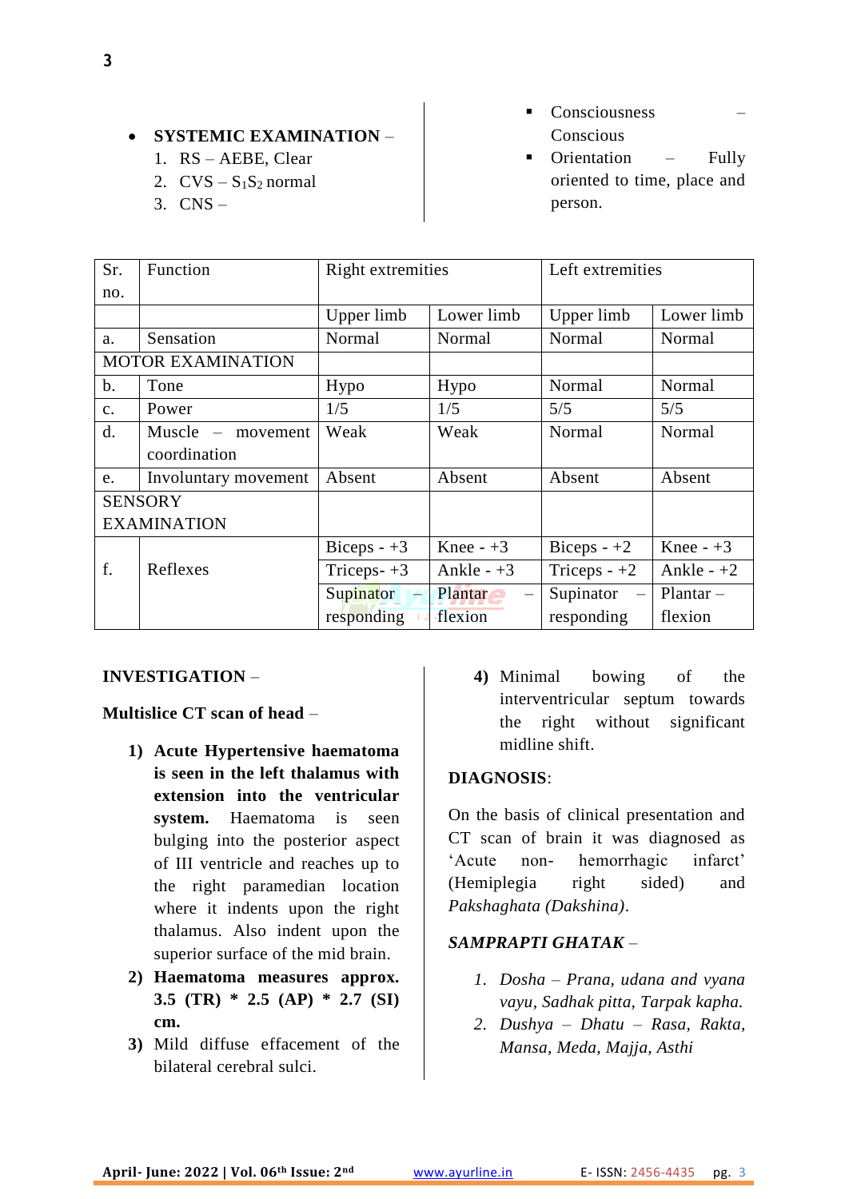- **SYSTEMIC EXAMINATION** –
  1. RS – AEBE, Clear
  2. CVS – $S_1S_2$ normal
  3. CNS –

- Consciousness – Conscious
- Orientation – Fully oriented to time, place and person.

| Sr. no. | Function | Right extremities | | Left extremities | |
|---|---|---|---|---|---|
| | | Upper limb | Lower limb | Upper limb | Lower limb |
| a. | Sensation | Normal | Normal | Normal | Normal |
| MOTOR EXAMINATION | | | | | |
| b. | Tone | Hypo | Hypo | Normal | Normal |
| c. | Power | 1/5 | 1/5 | 5/5 | 5/5 |
| d. | Muscle – movement coordination | Weak | Weak | Normal | Normal |
| e. | Involuntary movement | Absent | Absent | Absent | Absent |
| SENSORY EXAMINATION | | | | | |
| f. | Reflexes | Biceps - +3 | Knee - +3 | Biceps - +2 | Knee - +3 |
| | | Triceps- +3 | Ankle - +3 | Triceps - +2 | Ankle - +2 |
| | | Supinator responding | Plantar – flexion | Supinator – responding | Plantar – flexion |

**INVESTIGATION** –

**Multislice CT scan of head** –

1) **Acute Hypertensive haematoma is seen in the left thalamus with extension into the ventricular system.** Haematoma is seen bulging into the posterior aspect of III ventricle and reaches up to the right paramedian location where it indents upon the right thalamus. Also indent upon the superior surface of the mid brain.
2) **Haematoma measures approx. 3.5 (TR) * 2.5 (AP) * 2.7 (SI) cm.**
3) Mild diffuse effacement of the bilateral cerebral sulci.
4) Minimal bowing of the interventricular septum towards the right without significant midline shift.

**DIAGNOSIS**:

On the basis of clinical presentation and CT scan of brain it was diagnosed as 'Acute non- hemorrhagic infarct' (Hemiplegia right sided) and *Pakshaghata (Dakshina).*

***SAMPRAPTI GHATAK*** –

1. *Dosha – Prana, udana and vyana vayu, Sadhak pitta, Tarpak kapha.*
2. *Dushya – Dhatu – Rasa, Rakta, Mansa, Meda, Majja, Asthi*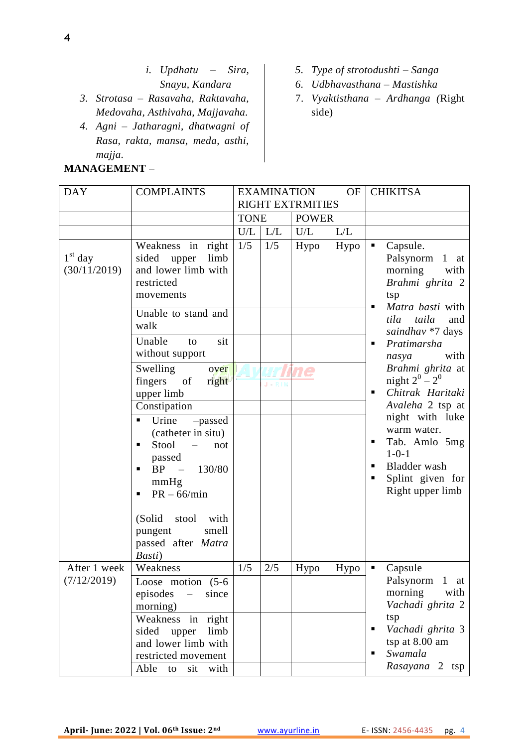i. *Updhatu – Sira, Snayu, Kandara*

3. *Strotasa – Rasavaha, Raktavaha, Medovaha, Asthivaha, Majjavaha.*
4. *Agni – Jatharagni, dhatwagni of Rasa, rakta, mansa, meda, asthi, majja.*
5. *Type of strotodushti – Sanga*
6. *Udbhavasthana – Mastishka*
7. *Vyaktisthana – Ardhanga* (Right side)

**MANAGEMENT –**

| DAY | COMPLAINTS | EXAMINATION OF RIGHT EXTRMITIES | | | | CHIKITSA |
|---|---|---|---|---|---|---|
| | | TONE | | POWER | | |
| | | U/L | L/L | U/L | L/L | |
| 1st day (30/11/2019) | Weakness in right sided upper limb and lower limb with restricted movements | 1/5 | 1/5 | Hypo | Hypo | ▪ Capsule. Palsynorm 1 at morning with *Brahmi ghrita* 2 tsp ▪ *Matra basti* with *tila taila* and *saindhav* *7 days ▪ *Pratimarsha nasya* with *Brahmi ghrita* at night $2^0 – 2^0$ ▪ *Chitrak Haritaki Avaleha* 2 tsp at night with luke warm water. ▪ Tab. Amlo 5mg 1-0-1 ▪ Bladder wash ▪ Splint given for Right upper limb |
| | Unable to stand and walk | | | | | |
| | Unable to sit without support | | | | | |
| | Swelling over fingers of right upper limb | | | | | |
| | Constipation | | | | | |
| | ▪ Urine –passed (catheter in situ) ▪ Stool – not passed ▪ BP – 130/80 mmHg ▪ PR – 66/min (Solid stool with pungent smell passed after *Matra Basti*) | | | | | |
| After 1 week (7/12/2019) | Weakness | 1/5 | 2/5 | Hypo | Hypo | ▪ Capsule Palsynorm 1 at morning with *Vachadi ghrita* 2 tsp ▪ *Vachadi ghrita* 3 tsp at 8.00 am ▪ *Swamala Rasayana* 2 tsp |
| | Loose motion (5-6 episodes – since morning) | | | | | |
| | Weakness in right sided upper limb and lower limb with restricted movement | | | | | |
| | Able to sit with | | | | | |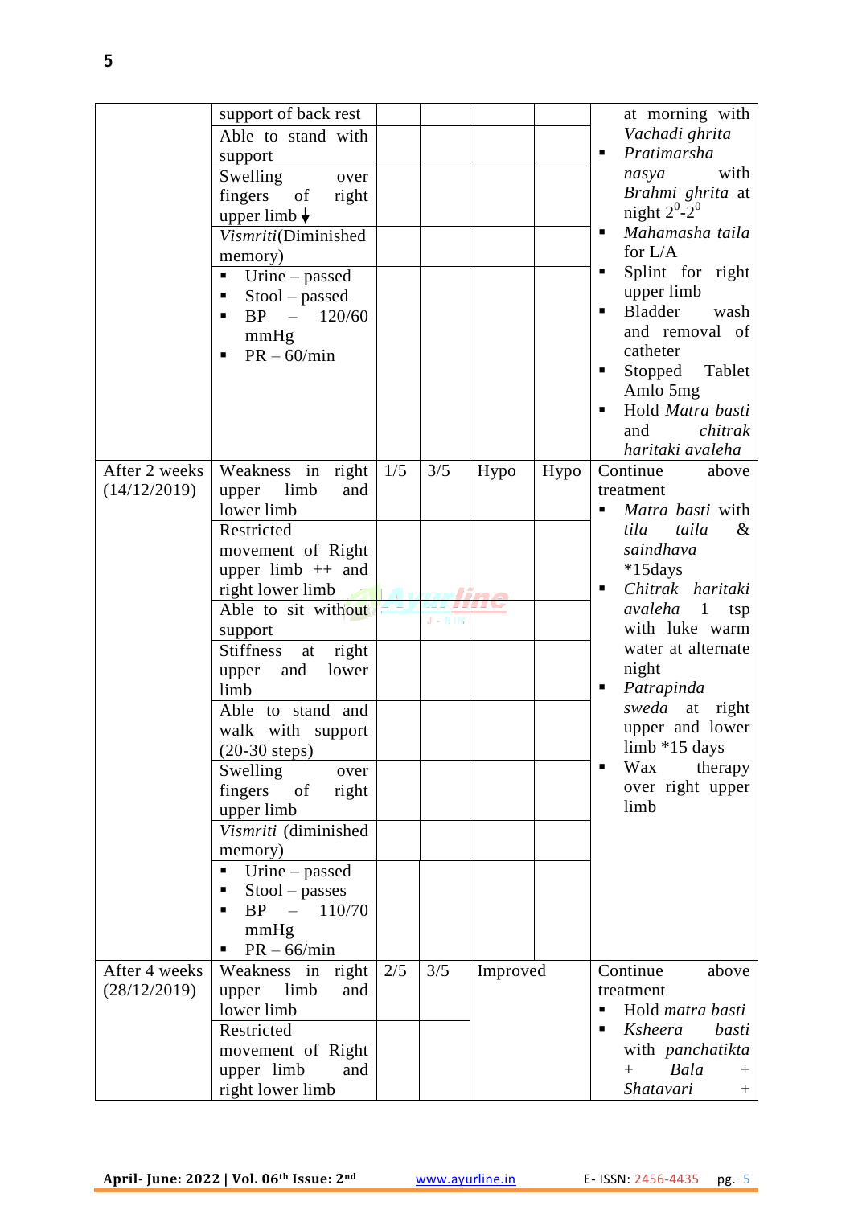| | | | | | | |
|---|---|---|---|---|---|---|
| | support of back rest | | | | | at morning with *Vachadi ghrita* |
| | Able to stand with support | | | | | ▪ *Pratimarsha nasya* with *Brahmi ghrita* at night $2^0$-$2^0$ |
| | Swelling over fingers of right upper limb ↓ | | | | | ▪ *Mahamasha taila* for L/A |
| | *Vismriti*(Diminished memory) | | | | | ▪ Splint for right upper limb |
| | ▪ Urine – passed ▪ Stool – passed ▪ BP – 120/60 mmHg ▪ PR – 60/min | | | | | ▪ Bladder wash and removal of catheter ▪ Stopped Tablet Amlo 5mg ▪ Hold *Matra basti* and *chitrak haritaki avaleha* |
| After 2 weeks (14/12/2019) | Weakness in right upper limb and lower limb | 1/5 | 3/5 | Hypo | Hypo | Continue above treatment ▪ *Matra basti* with *tila taila* & *saindhava* *15days ▪ *Chitrak haritaki avaleha* 1 tsp with luke warm water at alternate night ▪ *Patrapinda sweda* at right upper and lower limb *15 days ▪ Wax therapy over right upper limb |
| | Restricted movement of Right upper limb ++ and right lower limb | | | | | |
| | Able to sit without support | | | | | |
| | Stiffness at right upper and lower limb | | | | | |
| | Able to stand and walk with support (20-30 steps) | | | | | |
| | Swelling over fingers of right upper limb | | | | | |
| | *Vismriti* (diminished memory) | | | | | |
| | ▪ Urine – passed ▪ Stool – passes ▪ BP – 110/70 mmHg ▪ PR – 66/min | | | | | |
| After 4 weeks (28/12/2019) | Weakness in right upper limb and lower limb | 2/5 | 3/5 | Improved | | Continue above treatment ▪ Hold *matra basti* ▪ *Ksheera basti* with *panchatikta* + *Bala* + *Shatavari* + |
| | Restricted movement of Right upper limb and right lower limb | | | | | |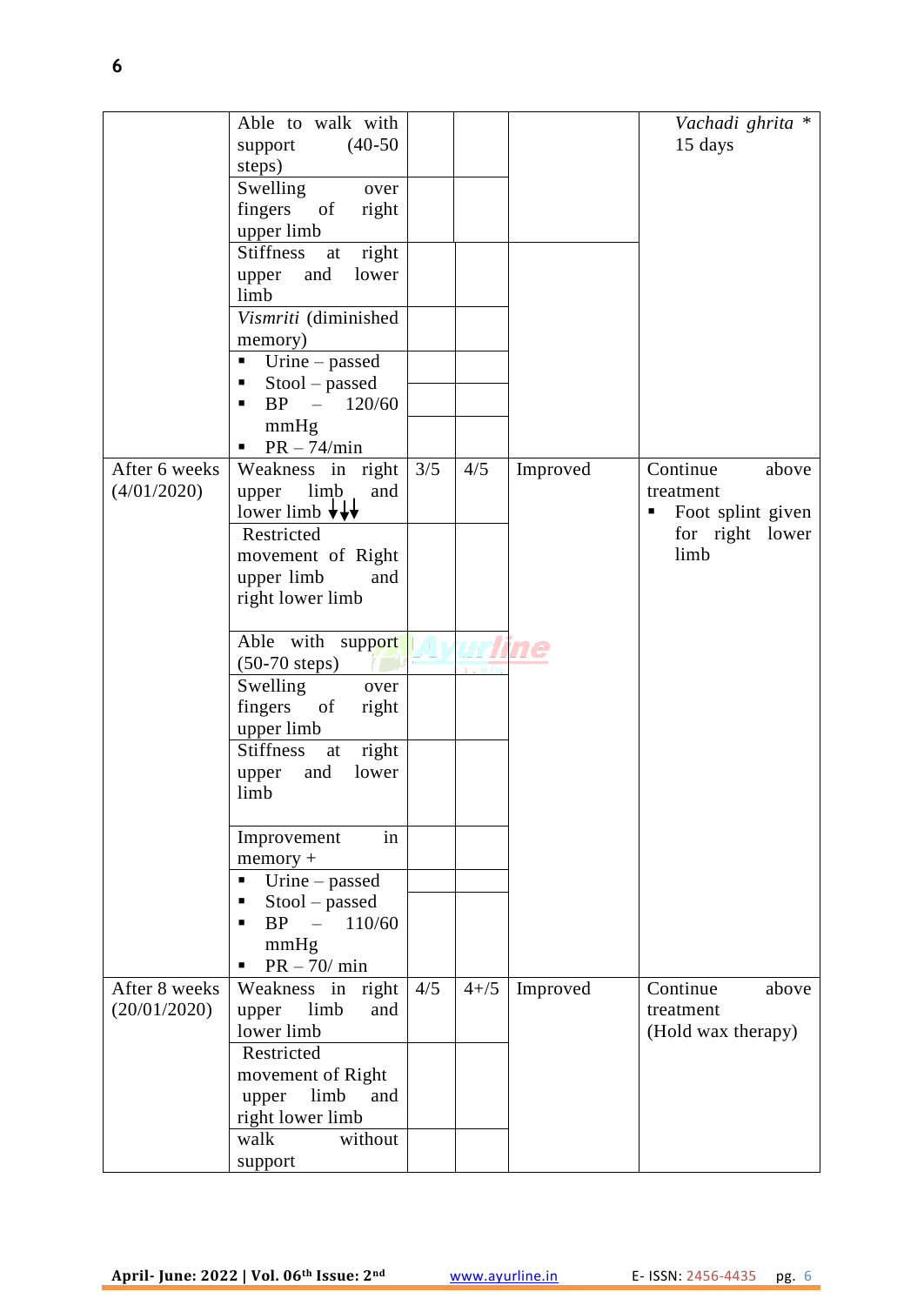| | | | | | |
|---|---|---|---|---|---|
| | Able to walk with support (40-50 steps) | | | | *Vachadi ghrita* * 15 days |
| | Swelling over fingers of right upper limb | | | | |
| | Stiffness at right upper and lower limb | | | | |
| | *Vismriti* (diminished memory) | | | | |
| | ▪ Urine – passed ▪ Stool – passed ▪ BP – 120/60 mmHg ▪ PR – 74/min | | | | |
| After 6 weeks (4/01/2020) | Weakness in right upper limb and lower limb ↓↓↓ | 3/5 | 4/5 | Improved | Continue above treatment ▪ Foot splint given for right lower limb |
| | Restricted movement of Right upper limb and right lower limb | | | | |
| | Able with support (50-70 steps) | | | | |
| | Swelling over fingers of right upper limb | | | | |
| | Stiffness at right upper and lower limb | | | | |
| | Improvement in memory + | | | | |
| | ▪ Urine – passed ▪ Stool – passed ▪ BP – 110/60 mmHg ▪ PR – 70/ min | | | | |
| After 8 weeks (20/01/2020) | Weakness in right upper limb and lower limb | 4/5 | 4+/5 | Improved | Continue above treatment (Hold wax therapy) |
| | Restricted movement of Right upper limb and right lower limb | | | | |
| | walk without support | | | | |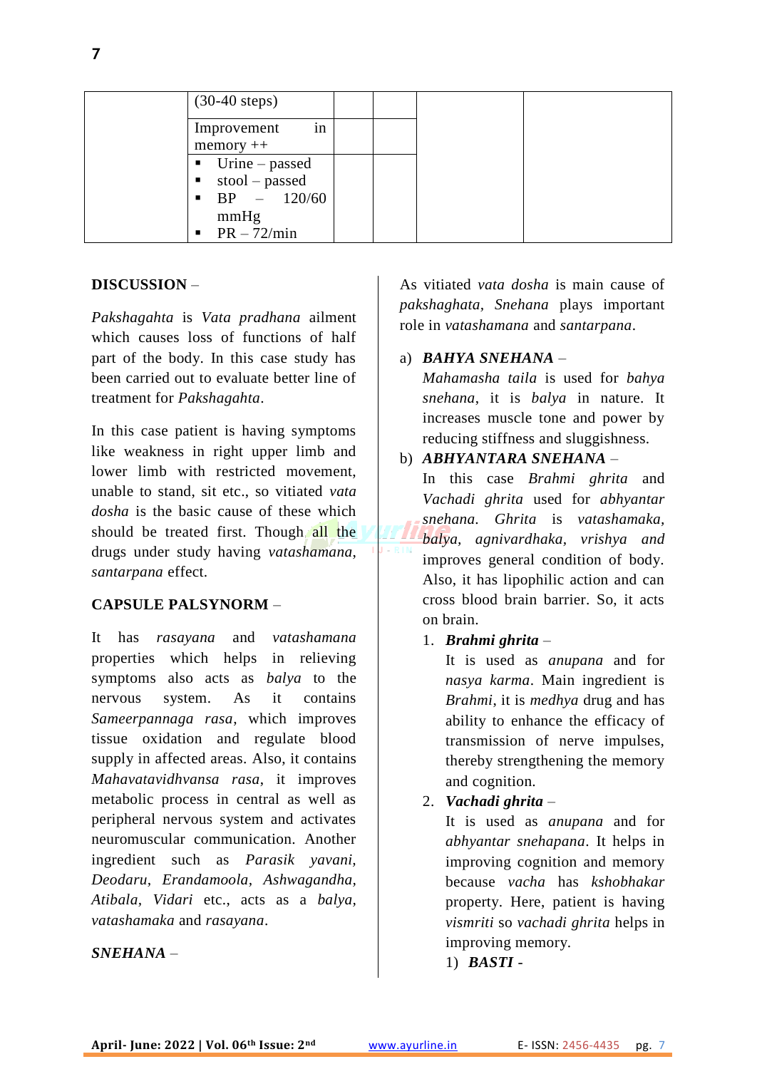|  | (30-40 steps) |  |  |  |  |
|---|---|---|---|---|---|
|  | Improvement in memory ++ |  |  |  |  |
|  | ▪ Urine – passed ▪ stool – passed ▪ BP – 120/60 mmHg ▪ PR – 72/min |  |  |  |  |

**DISCUSSION** –

*Pakshagahta* is *Vata pradhana* ailment which causes loss of functions of half part of the body. In this case study has been carried out to evaluate better line of treatment for *Pakshagahta*.

In this case patient is having symptoms like weakness in right upper limb and lower limb with restricted movement, unable to stand, sit etc., so vitiated *vata dosha* is the basic cause of these which should be treated first. Though all the drugs under study having *vatashamana*, *santarpana* effect.

**CAPSULE PALSYNORM** –

It has *rasayana* and *vatashamana* properties which helps in relieving symptoms also acts as *balya* to the nervous system. As it contains *Sameerpannaga rasa*, which improves tissue oxidation and regulate blood supply in affected areas. Also, it contains *Mahavatavidhvansa rasa*, it improves metabolic process in central as well as peripheral nervous system and activates neuromuscular communication. Another ingredient such as *Parasik yavani*, *Deodaru*, *Erandamoola*, *Ashwagandha*, *Atibala*, *Vidari* etc., acts as a *balya*, *vatashamaka* and *rasayana*.

***SNEHANA*** –

As vitiated *vata dosha* is main cause of *pakshaghata*, *Snehana* plays important role in *vatashamana* and *santarpana*.

a) ***BAHYA SNEHANA*** –
*Mahamasha taila* is used for *bahya snehana*, it is *balya* in nature. It increases muscle tone and power by reducing stiffness and sluggishness.

b) ***ABHYANTARA SNEHANA*** –
In this case *Brahmi ghrita* and *Vachadi ghrita* used for *abhyantar snehana*. *Ghrita* is *vatashamaka*, *balya*, *agnivardhaka*, *vrishya and* improves general condition of body. Also, it has lipophilic action and can cross blood brain barrier. So, it acts on brain.

1. ***Brahmi ghrita*** –
It is used as *anupana* and for *nasya karma*. Main ingredient is *Brahmi*, it is *medhya* drug and has ability to enhance the efficacy of transmission of nerve impulses, thereby strengthening the memory and cognition.

2. ***Vachadi ghrita*** –
It is used as *anupana* and for *abhyantar snehapana*. It helps in improving cognition and memory because *vacha* has *kshobhakar* property. Here, patient is having *vismriti* so *vachadi ghrita* helps in improving memory.

1) ***BASTI*** -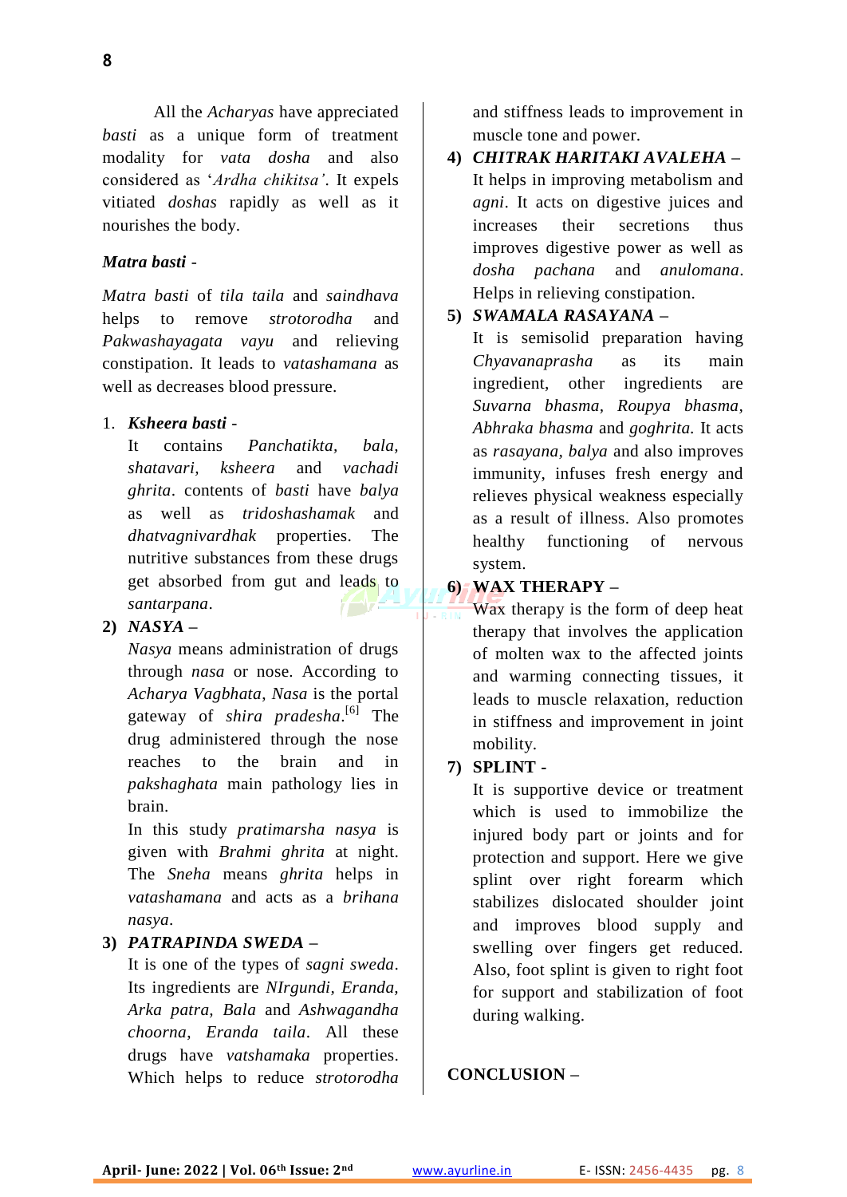All the *Acharyas* have appreciated *basti* as a unique form of treatment modality for *vata dosha* and also considered as '*Ardha chikitsa*'. It expels vitiated *doshas* rapidly as well as it nourishes the body.

***Matra basti*** -

*Matra basti* of *tila taila* and *saindhava* helps to remove *strotorodha* and *Pakwashayagata vayu* and relieving constipation. It leads to *vatashamana* as well as decreases blood pressure.

1. ***Ksheera basti*** -
   It contains *Panchatikta, bala, shatavari, ksheera* and *vachadi ghrita*. contents of *basti* have *balya* as well as *tridoshashamak* and *dhatvagnivardhak* properties. The nutritive substances from these drugs get absorbed from gut and leads to *santarpana*.

2) ***NASYA*** –
   *Nasya* means administration of drugs through *nasa* or nose. According to *Acharya Vagbhata*, *Nasa* is the portal gateway of *shira pradesha*.[6] The drug administered through the nose reaches to the brain and in *pakshaghata* main pathology lies in brain.
   In this study *pratimarsha nasya* is given with *Brahmi ghrita* at night. The *Sneha* means *ghrita* helps in *vatashamana* and acts as a *brihana nasya*.

3) ***PATRAPINDA SWEDA*** –
   It is one of the types of *sagni sweda*. Its ingredients are *NIrgundi, Eranda, Arka patra, Bala* and *Ashwagandha choorna*, *Eranda taila*. All these drugs have *vatshamaka* properties. Which helps to reduce *strotorodha* and stiffness leads to improvement in muscle tone and power.

4) ***CHITRAK HARITAKI AVALEHA*** –
   It helps in improving metabolism and *agni*. It acts on digestive juices and increases their secretions thus improves digestive power as well as *dosha pachana* and *anulomana*. Helps in relieving constipation.

5) ***SWAMALA RASAYANA*** –
   It is semisolid preparation having *Chyavanaprasha* as its main ingredient, other ingredients are *Suvarna bhasma, Roupya bhasma, Abhraka bhasma* and *goghrita.* It acts as *rasayana*, *balya* and also improves immunity, infuses fresh energy and relieves physical weakness especially as a result of illness. Also promotes healthy functioning of nervous system.

6) **WAX THERAPY** –
   Wax therapy is the form of deep heat therapy that involves the application of molten wax to the affected joints and warming connecting tissues, it leads to muscle relaxation, reduction in stiffness and improvement in joint mobility.

7) **SPLINT** -
   It is supportive device or treatment which is used to immobilize the injured body part or joints and for protection and support. Here we give splint over right forearm which stabilizes dislocated shoulder joint and improves blood supply and swelling over fingers get reduced. Also, foot splint is given to right foot for support and stabilization of foot during walking.

**CONCLUSION** –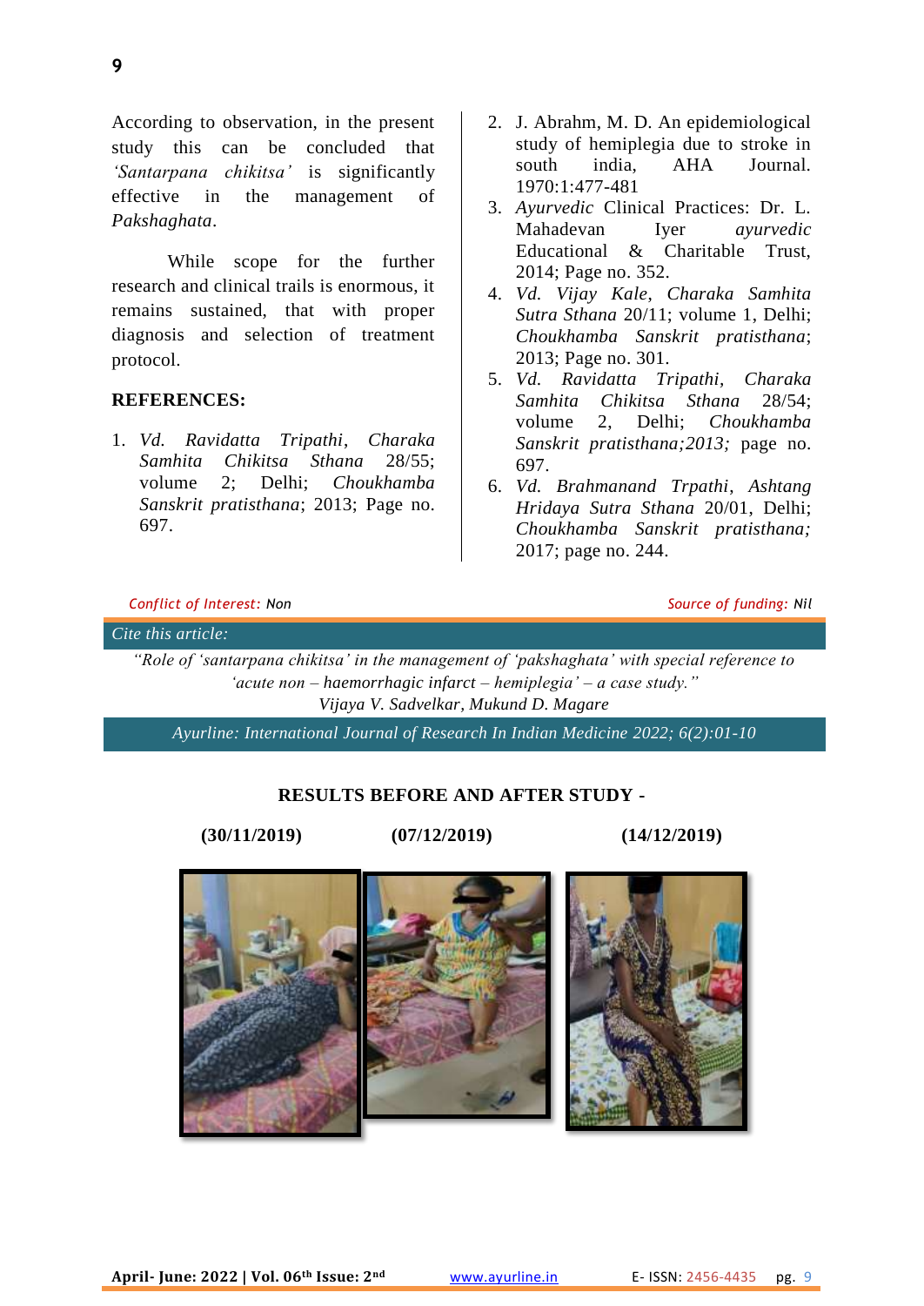According to observation, in the present study this can be concluded that *'Santarpana chikitsa'* is significantly effective in the management of *Pakshaghata*.

While scope for the further research and clinical trails is enormous, it remains sustained, that with proper diagnosis and selection of treatment protocol.

## REFERENCES:

1. *Vd. Ravidatta Tripathi*, *Charaka Samhita Chikitsa Sthana* 28/55; volume 2; Delhi; *Choukhamba Sanskrit pratisthana*; 2013; Page no. 697.
2. J. Abrahm, M. D. An epidemiological study of hemiplegia due to stroke in south india, AHA Journal. 1970:1:477-481
3. *Ayurvedic* Clinical Practices: Dr. L. Mahadevan Iyer *ayurvedic* Educational & Charitable Trust, 2014; Page no. 352.
4. *Vd. Vijay Kale*, *Charaka Samhita Sutra Sthana* 20/11; volume 1, Delhi; *Choukhamba Sanskrit pratisthana*; 2013; Page no. 301.
5. *Vd. Ravidatta Tripathi*, *Charaka Samhita Chikitsa Sthana* 28/54; volume 2, Delhi; *Choukhamba Sanskrit pratisthana;2013;* page no. 697.
6. *Vd. Brahmanand Trpathi*, *Ashtang Hridaya Sutra Sthana* 20/01, Delhi; *Choukhamba Sanskrit pratisthana;* 2017; page no. 244.

*Conflict of Interest:* Non

*Source of funding:* Nil

*Cite this article:*

*"Role of 'santarpana chikitsa' in the management of 'pakshaghata' with special reference to 'acute non – haemorrhagic infarct – hemiplegia' – a case study."*
*Vijaya V. Sadvelkar, Mukund D. Magare*

*Ayurline: International Journal of Research In Indian Medicine 2022; 6(2):01-10*

**RESULTS BEFORE AND AFTER STUDY -**

**(30/11/2019)** **(07/12/2019)** **(14/12/2019)**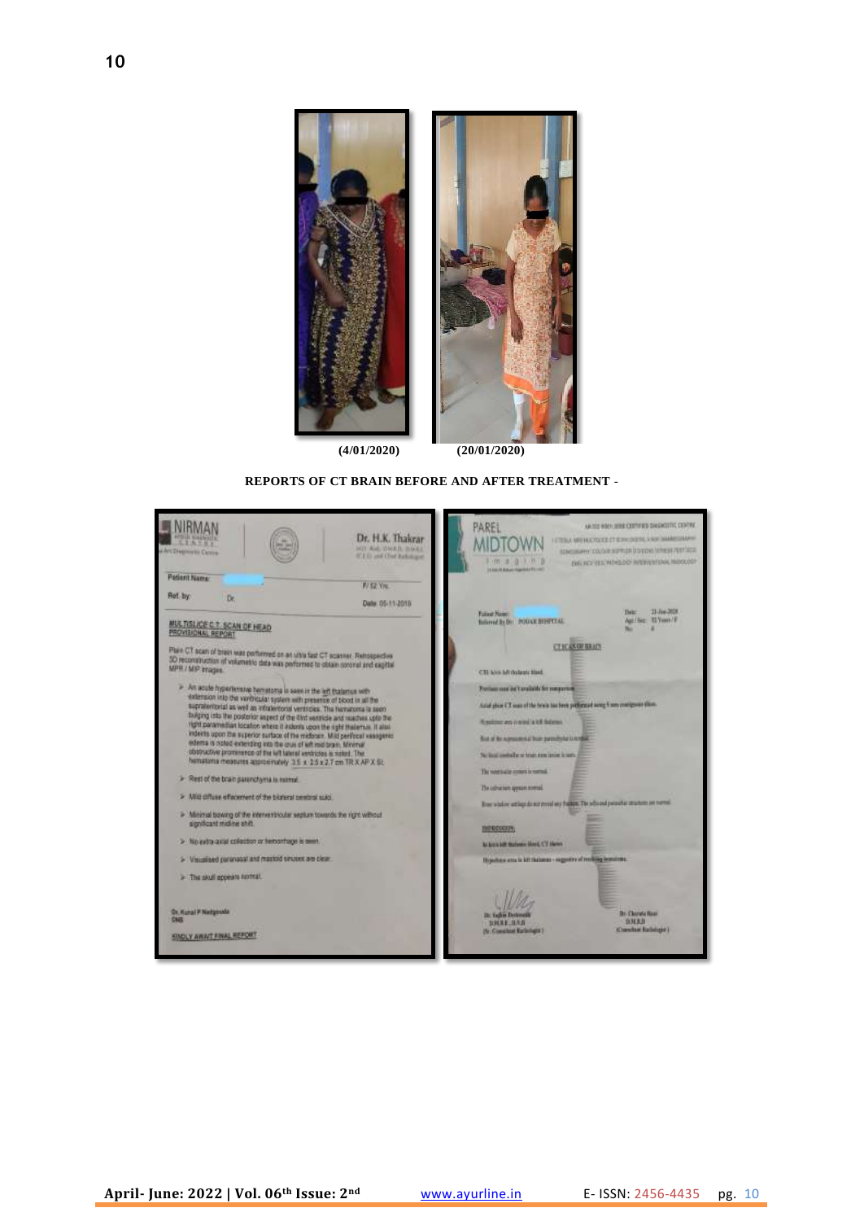(4/01/2020) (20/01/2020)

**REPORTS OF CT BRAIN BEFORE AND AFTER TREATMENT -**